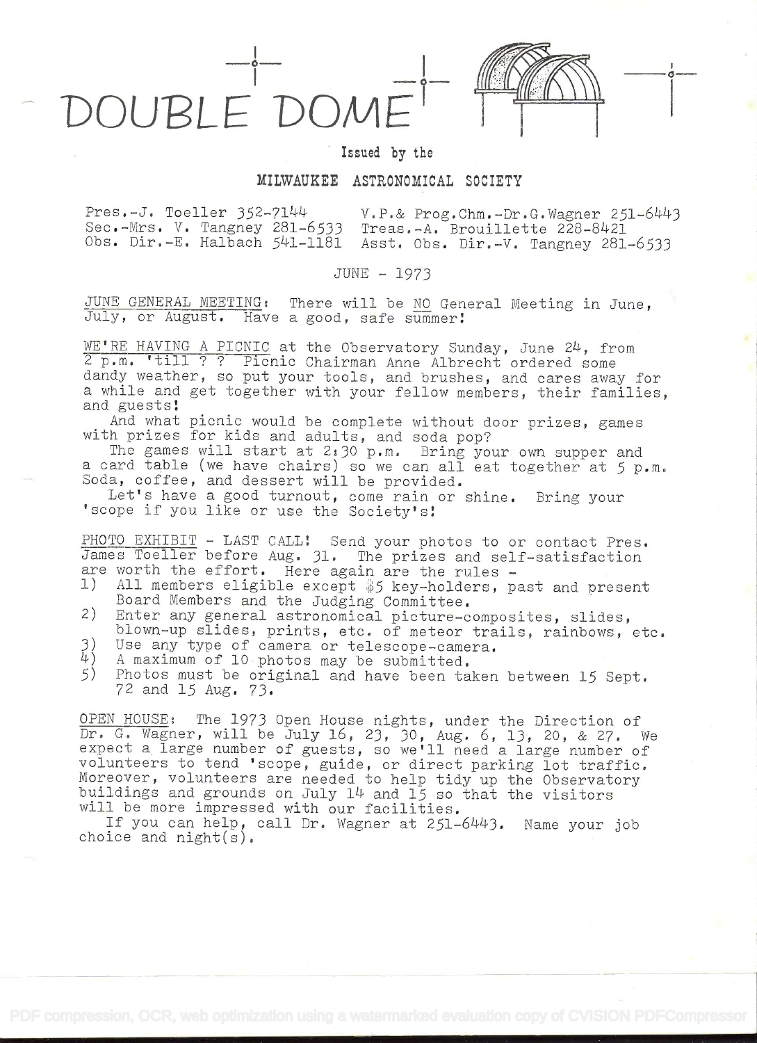# DOUBLE DOME

Issued by the

MILWAUKEE ASTRONOMICAL SOCIETY

Pres.-J. Toeller 352-7144 V.P.& Prog.Chm.-Dr.G.Wagner 251-6443
Sec.-Mrs. V. Tangney 281-6533 Treas.-A. Brouillette 228-8421
Obs. Dir.-E. Halbach 541-1181 Asst. Obs. Dir.-V. Tangney 281-6533

JUNE - 1973

JUNE GENERAL MEETING: There will be NO General Meeting in June, July, or August. Have a good, safe summer!

WE'RE HAVING A PICNIC at the Observatory Sunday, June 24, from 2 p.m. 'till ? ? Picnic Chairman Anne Albrecht ordered some dandy weather, so put your tools, and brushes, and cares away for a while and get together with your fellow members, their families, and guests!

And what picnic would be complete without door prizes, games with prizes for kids and adults, and soda pop?

The games will start at 2:30 p.m. Bring your own supper and a card table (we have chairs) so we can all eat together at 5 p.m. Soda, coffee, and dessert will be provided.

Let's have a good turnout, come rain or shine. Bring your 'scope if you like or use the Society's!

PHOTO EXHIBIT - LAST CALL! Send your photos to or contact Pres. James Toeller before Aug. 31. The prizes and self-satisfaction are worth the effort. Here again are the rules -

1) All members eligible except $5 key-holders, past and present Board Members and the Judging Committee.
2) Enter any general astronomical picture-composites, slides, blown-up slides, prints, etc. of meteor trails, rainbows, etc.
3) Use any type of camera or telescope-camera.
4) A maximum of 10 photos may be submitted.
5) Photos must be original and have been taken between 15 Sept. 72 and 15 Aug. 73.

OPEN HOUSE: The 1973 Open House nights, under the Direction of Dr. G. Wagner, will be July 16, 23, 30, Aug. 6, 13, 20, & 27. We expect a large number of guests, so we'll need a large number of volunteers to tend 'scope, guide, or direct parking lot traffic. Moreover, volunteers are needed to help tidy up the Observatory buildings and grounds on July 14 and 15 so that the visitors will be more impressed with our facilities.

If you can help, call Dr. Wagner at 251-6443. Name your job choice and night(s).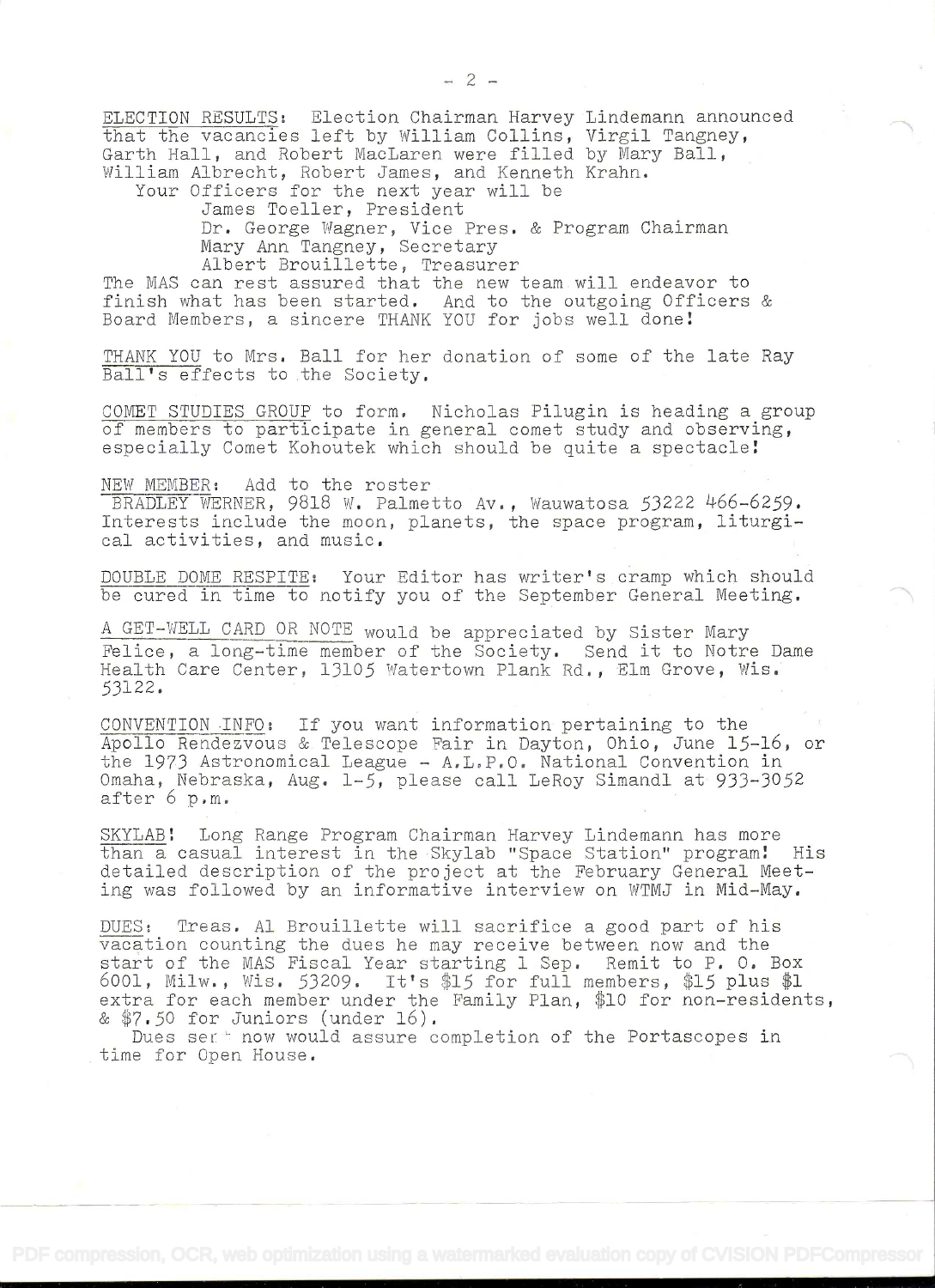ELECTION RESULTS: Election Chairman Harvey Lindemann announced that the vacancies left by William Collins, Virgil Tangney, Garth Hall, and Robert MacLaren were filled by Mary Ball, William Albrecht, Robert James, and Kenneth Krahn.

Your Officers for the next year will be

James Toeller, President
Dr. George Wagner, Vice Pres. & Program Chairman
Mary Ann Tangney, Secretary
Albert Brouillette, Treasurer

The MAS can rest assured that the new team will endeavor to finish what has been started. And to the outgoing Officers & Board Members, a sincere THANK YOU for jobs well done!

THANK YOU to Mrs. Ball for her donation of some of the late Ray Ball's effects to the Society.

COMET STUDIES GROUP to form. Nicholas Pilugin is heading a group of members to participate in general comet study and observing, especially Comet Kohoutek which should be quite a spectacle!

NEW MEMBER: Add to the roster
BRADLEY WERNER, 9818 W. Palmetto Av., Wauwatosa 53222 466-6259. Interests include the moon, planets, the space program, liturgical activities, and music.

DOUBLE DOME RESPITE: Your Editor has writer's cramp which should be cured in time to notify you of the September General Meeting.

A GET-WELL CARD OR NOTE would be appreciated by Sister Mary Felice, a long-time member of the Society. Send it to Notre Dame Health Care Center, 13105 Watertown Plank Rd., Elm Grove, Wis. 53122.

CONVENTION INFO: If you want information pertaining to the Apollo Rendezvous & Telescope Fair in Dayton, Ohio, June 15-16, or the 1973 Astronomical League - A.L.P.O. National Convention in Omaha, Nebraska, Aug. 1-5, please call LeRoy Simandl at 933-3052 after 6 p.m.

SKYLAB! Long Range Program Chairman Harvey Lindemann has more than a casual interest in the Skylab "Space Station" program! His detailed description of the project at the February General Meeting was followed by an informative interview on WTMJ in Mid-May.

DUES: Treas. Al Brouillette will sacrifice a good part of his vacation counting the dues he may receive between now and the start of the MAS Fiscal Year starting 1 Sep. Remit to P. O. Box 6001, Milw., Wis. 53209. It's $15 for full members, $15 plus $1 extra for each member under the Family Plan, $10 for non-residents, & $7.50 for Juniors (under 16).

Dues sent now would assure completion of the Portascopes in time for Open House.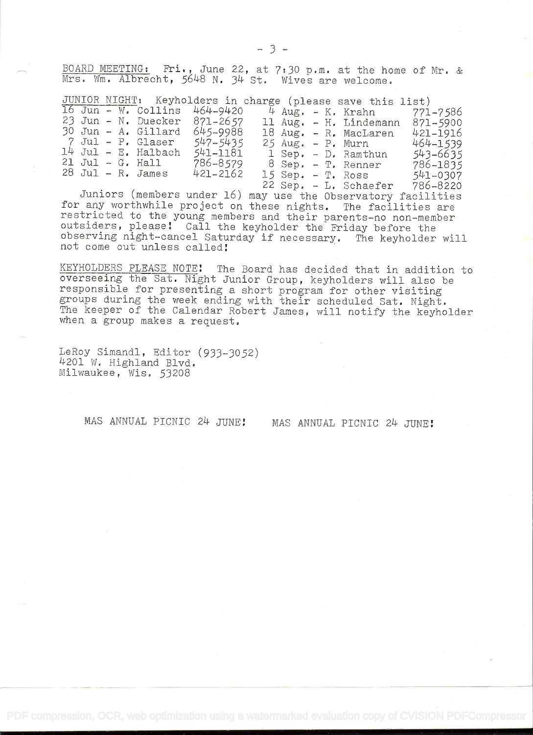BOARD MEETING: Fri., June 22, at 7:30 p.m. at the home of Mr. & Mrs. Wm. Albrecht, 5648 N. 34 St. Wives are welcome.

JUNIOR NIGHT: Keyholders in charge (please save this list)

| | | | |
|---|---|---|---|
| 16 Jun - W. Collins | 464-9420 | 4 Aug. - K. Krahn | 771-7586 |
| 23 Jun - N. Duecker | 871-2657 | 11 Aug. - H. Lindemann | 871-5900 |
| 30 Jun - A. Gillard | 645-9988 | 18 Aug. - R. MacLaren | 421-1916 |
| 7 Jul - P. Glaser | 547-5435 | 25 Aug. - P. Murn | 464-1539 |
| 14 Jul - E. Halbach | 541-1181 | 1 Sep. - D. Ramthun | 543-6635 |
| 21 Jul - G. Hall | 786-8579 | 8 Sep. - T. Renner | 786-1835 |
| 28 Jul - R. James | 421-2162 | 15 Sep. - T. Ross | 541-0307 |
| | | 22 Sep. - L. Schaefer | 786-8220 |

Juniors (members under 16) may use the Observatory facilities for any worthwhile project on these nights. The facilities are restricted to the young members and their parents-no non-member outsiders, please! Call the keyholder the Friday before the observing night-cancel Saturday if necessary. The keyholder will not come out unless called!

KEYHOLDERS PLEASE NOTE! The Board has decided that in addition to overseeing the Sat. Night Junior Group, keyholders will also be responsible for presenting a short program for other visiting groups during the week ending with their scheduled Sat. Night. The keeper of the Calendar Robert James, will notify the keyholder when a group makes a request.

LeRoy Simandl, Editor (933-3052)
4201 W. Highland Blvd.
Milwaukee, Wis. 53208

MAS ANNUAL PICNIC 24 JUNE! MAS ANNUAL PICNIC 24 JUNE!